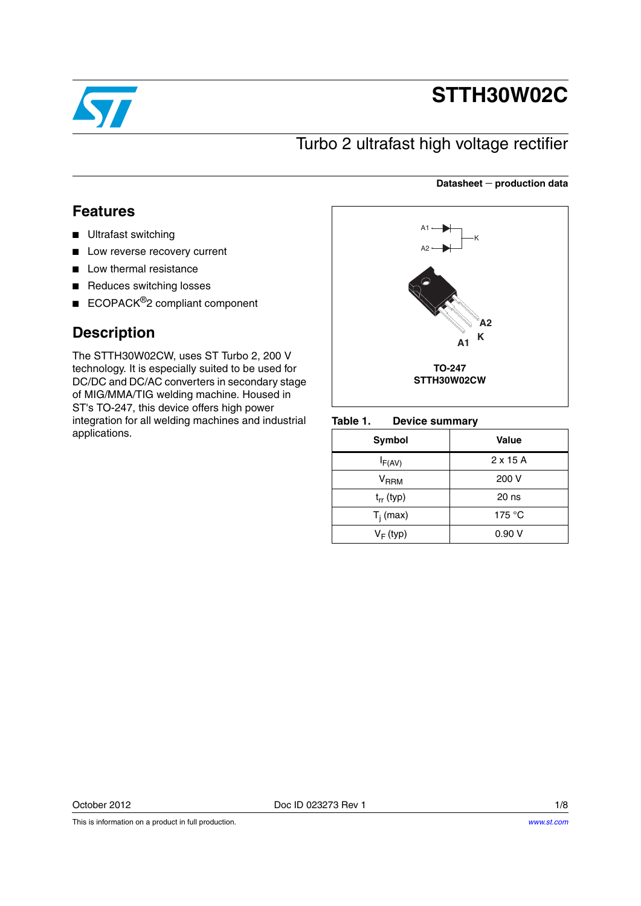# STTH30W02C

## Turbo 2 ultrafast high voltage rectifier

**Datasheet — production data**

## Features

- Ultrafast switching
- Low reverse recovery current
- Low thermal resistance
- Reduces switching losses
- ECOPACK®2 compliant component

## Description

The STTH30W02CW, uses ST Turbo 2, 200 V technology. It is especially suited to be used for DC/DC and DC/AC converters in secondary stage of MIG/MMA/TIG welding machine. Housed in ST's TO-247, this device offers high power integration for all welding machines and industrial applications.

A1, A2, K

A2 K A1

**TO-247**
**STTH30W02CW**

**Table 1. Device summary**

| Symbol | Value |
| --- | --- |
| $I_{F(AV)}$ | 2 x 15 A |
| $V_{RRM}$ | 200 V |
| $t_{rr}$ (typ) | 20 ns |
| $T_j$ (max) | 175 °C |
| $V_F$ (typ) | 0.90 V |

October 2012 Doc ID 023273 Rev 1

This is information on a product in full production.

www.st.com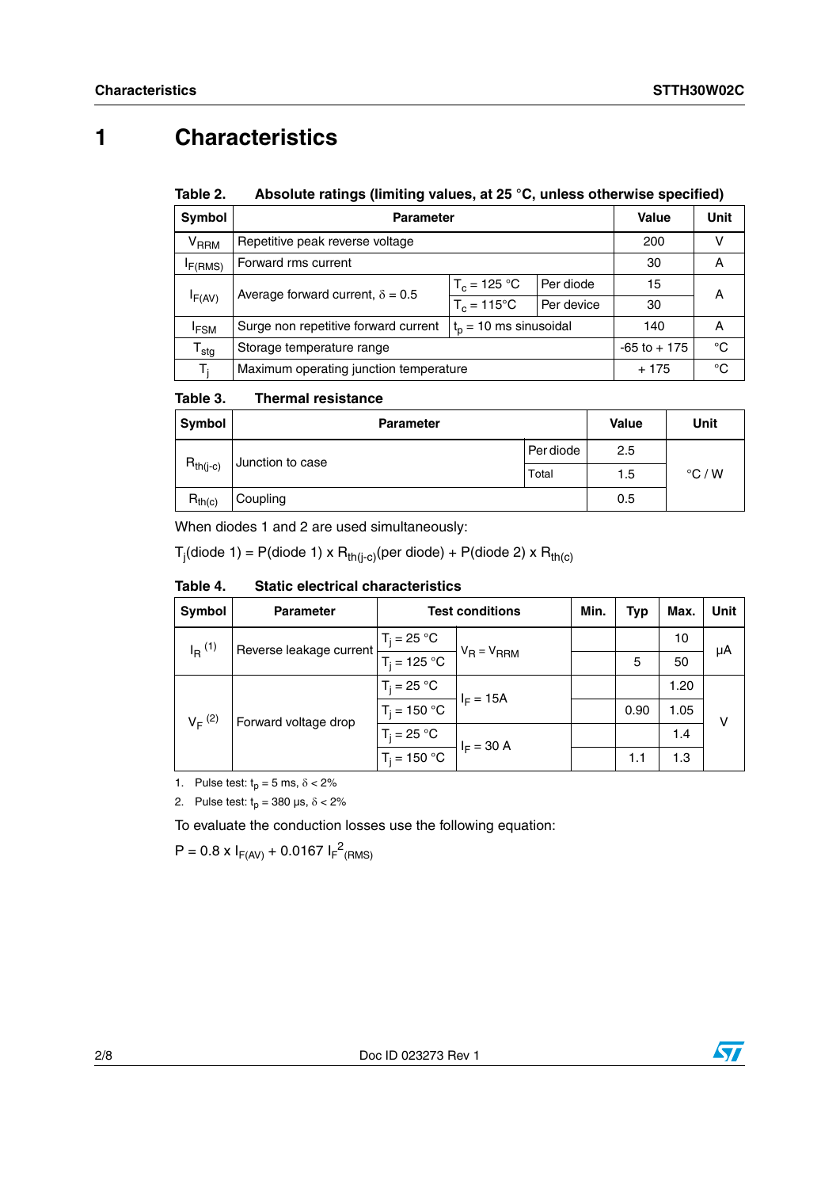# 1 Characteristics

**Table 2. Absolute ratings (limiting values, at 25 °C, unless otherwise specified)**

| Symbol | Parameter | | | Value | Unit |
|---|---|---|---|---|---|
| $V_{RRM}$ | Repetitive peak reverse voltage | | | 200 | V |
| $I_{F(RMS)}$ | Forward rms current | | | 30 | A |
| $I_{F(AV)}$ | Average forward current, $\delta = 0.5$ | $T_c = 125$ °C | Per diode | 15 | A |
| | | $T_c = 115$°C | Per device | 30 | |
| $I_{FSM}$ | Surge non repetitive forward current | $t_p = 10$ ms sinusoidal | | 140 | A |
| $T_{stg}$ | Storage temperature range | | | -65 to + 175 | °C |
| $T_j$ | Maximum operating junction temperature | | | + 175 | °C |

**Table 3. Thermal resistance**

| Symbol | Parameter | | Value | Unit |
|---|---|---|---|---|
| $R_{th(j-c)}$ | Junction to case | Per diode | 2.5 | °C / W |
| | | Total | 1.5 | |
| $R_{th(c)}$ | Coupling | | 0.5 | |

When diodes 1 and 2 are used simultaneously:

$T_j$(diode 1) = P(diode 1) x $R_{th(j-c)}$(per diode) + P(diode 2) x $R_{th(c)}$

**Table 4. Static electrical characteristics**

| Symbol | Parameter | Test conditions | | Min. | Typ | Max. | Unit |
|---|---|---|---|---|---|---|---|
| $I_R$ (1) | Reverse leakage current | $T_j = 25$ °C | $V_R = V_{RRM}$ | | | 10 | µA |
| | | $T_j = 125$ °C | | | 5 | 50 | |
| $V_F$ (2) | Forward voltage drop | $T_j = 25$ °C | $I_F = 15A$ | | | 1.20 | V |
| | | $T_j = 150$ °C | | | 0.90 | 1.05 | |
| | | $T_j = 25$ °C | $I_F = 30$ A | | | 1.4 | |
| | | $T_j = 150$ °C | | | 1.1 | 1.3 | |

1. Pulse test: $t_p = 5$ ms, $\delta < 2\%$
2. Pulse test: $t_p = 380$ µs, $\delta < 2\%$

To evaluate the conduction losses use the following equation:

$P = 0.8 \times I_{F(AV)} + 0.0167\ I_F^{2}{}_{(RMS)}$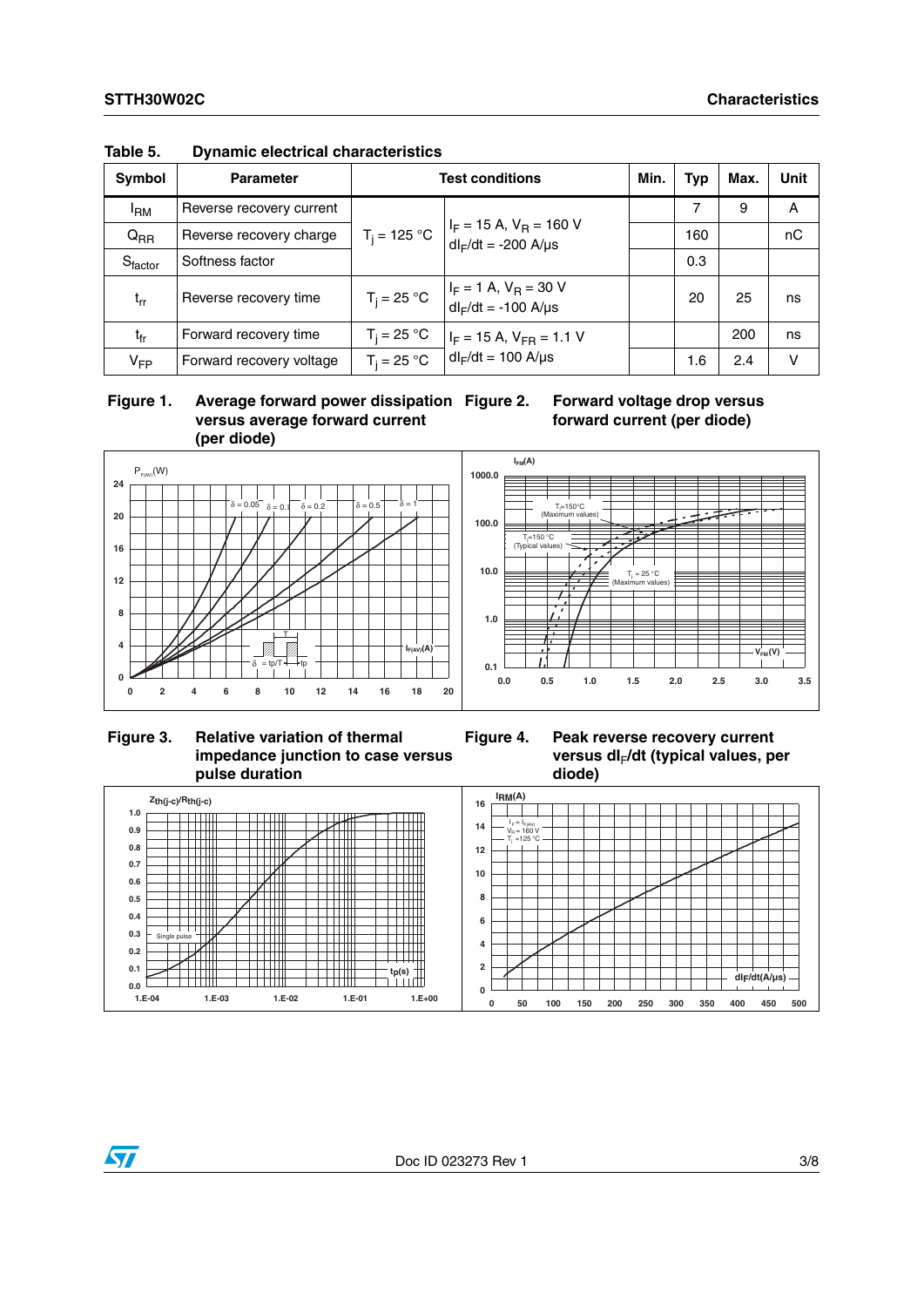Table 5. Dynamic electrical characteristics

| Symbol | Parameter | Test conditions | | Min. | Typ | Max. | Unit |
|---|---|---|---|---|---|---|---|
| $I_{RM}$ | Reverse recovery current | $T_j$ = 125 °C | $I_F$ = 15 A, $V_R$ = 160 V $dI_F/dt$ = -200 A/µs | | 7 | 9 | A |
| $Q_{RR}$ | Reverse recovery charge | | | | 160 | | nC |
| $S_{factor}$ | Softness factor | | | | 0.3 | | |
| $t_{rr}$ | Reverse recovery time | $T_j$ = 25 °C | $I_F$ = 1 A, $V_R$ = 30 V $dI_F/dt$ = -100 A/µs | | 20 | 25 | ns |
| $t_{fr}$ | Forward recovery time | $T_j$ = 25 °C | $I_F$ = 15 A, $V_{FR}$ = 1.1 V $dI_F/dt$ = 100 A/µs | | | 200 | ns |
| $V_{FP}$ | Forward recovery voltage | $T_j$ = 25 °C | | | 1.6 | 2.4 | V |

**Figure 1. Average forward power dissipation versus average forward current (per diode)**

**Figure 2. Forward voltage drop versus forward current (per diode)**

**Figure 3. Relative variation of thermal impedance junction to case versus pulse duration**

**Figure 4. Peak reverse recovery current versus $dI_F/dt$ (typical values, per diode)**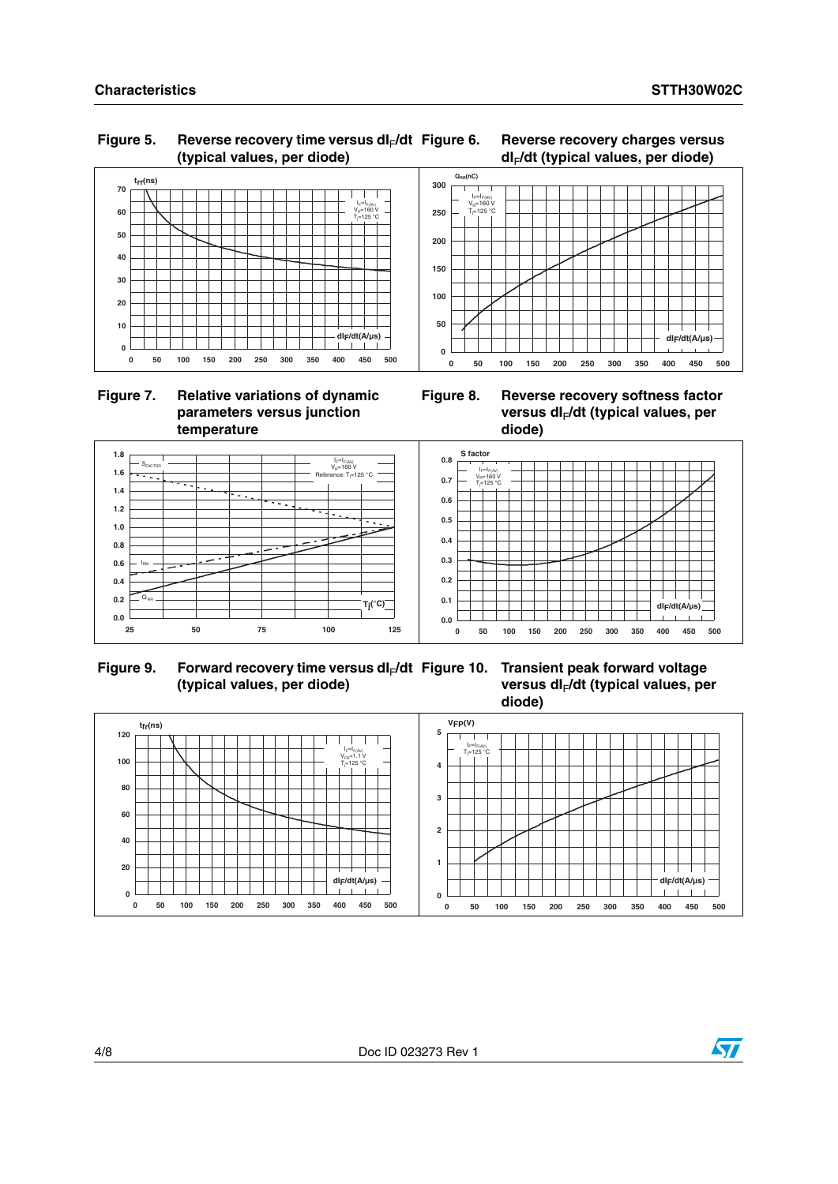**Figure 5. Reverse recovery time versus $dI_F/dt$ (typical values, per diode)**

**Figure 6. Reverse recovery charges versus $dI_F/dt$ (typical values, per diode)**

**Figure 7. Relative variations of dynamic parameters versus junction temperature**

**Figure 8. Reverse recovery softness factor versus $dI_F/dt$ (typical values, per diode)**

**Figure 9. Forward recovery time versus $dI_F/dt$ (typical values, per diode)**

**Figure 10. Transient peak forward voltage versus $dI_F/dt$ (typical values, per diode)**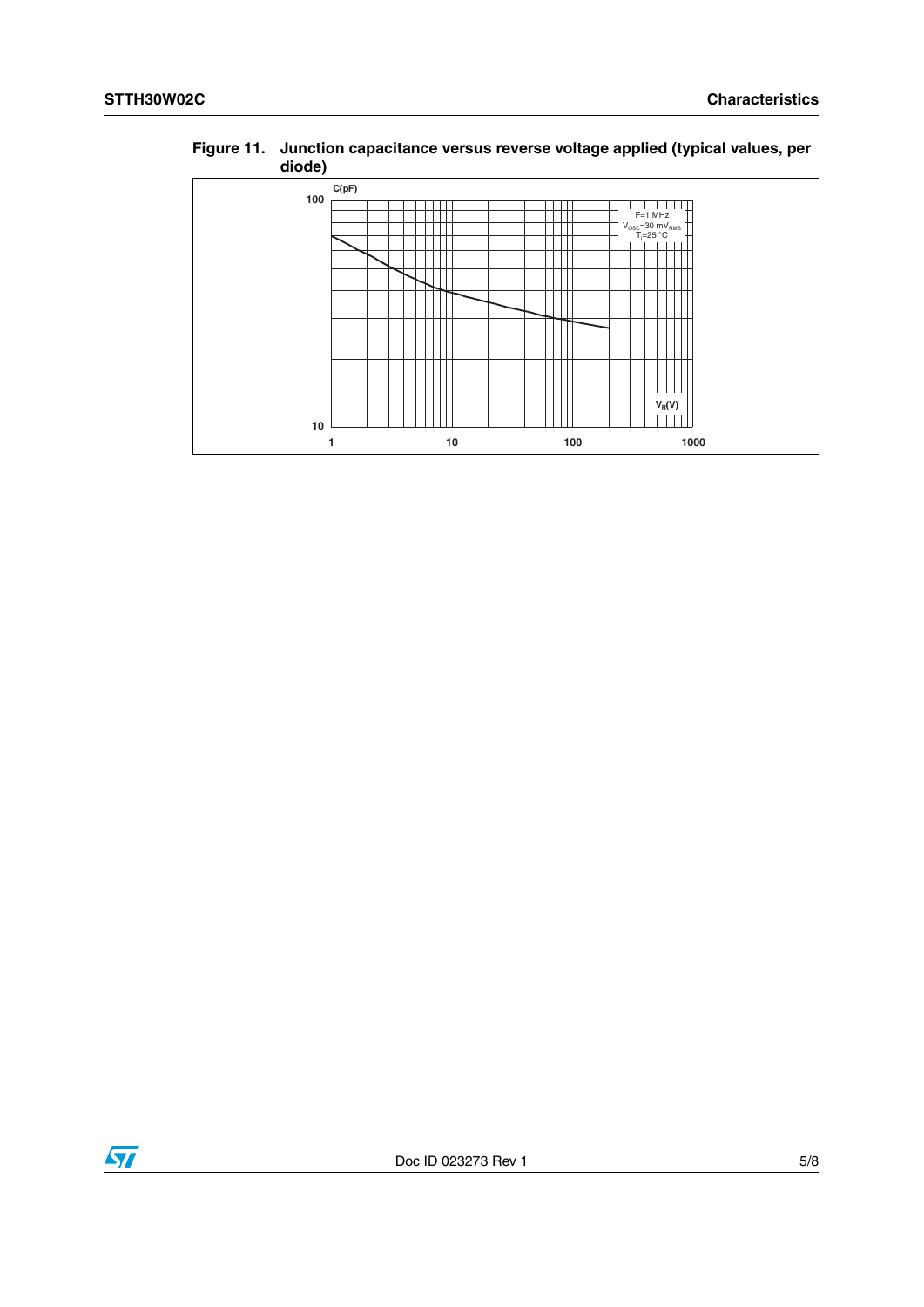Figure 11. Junction capacitance versus reverse voltage applied (typical values, per diode)

C(pF)

100

F=1 MHz
$V_{OSC}$=30 $mV_{RMS}$
$T_j$=25 °C

$V_R$(V)

10

1 10 100 1000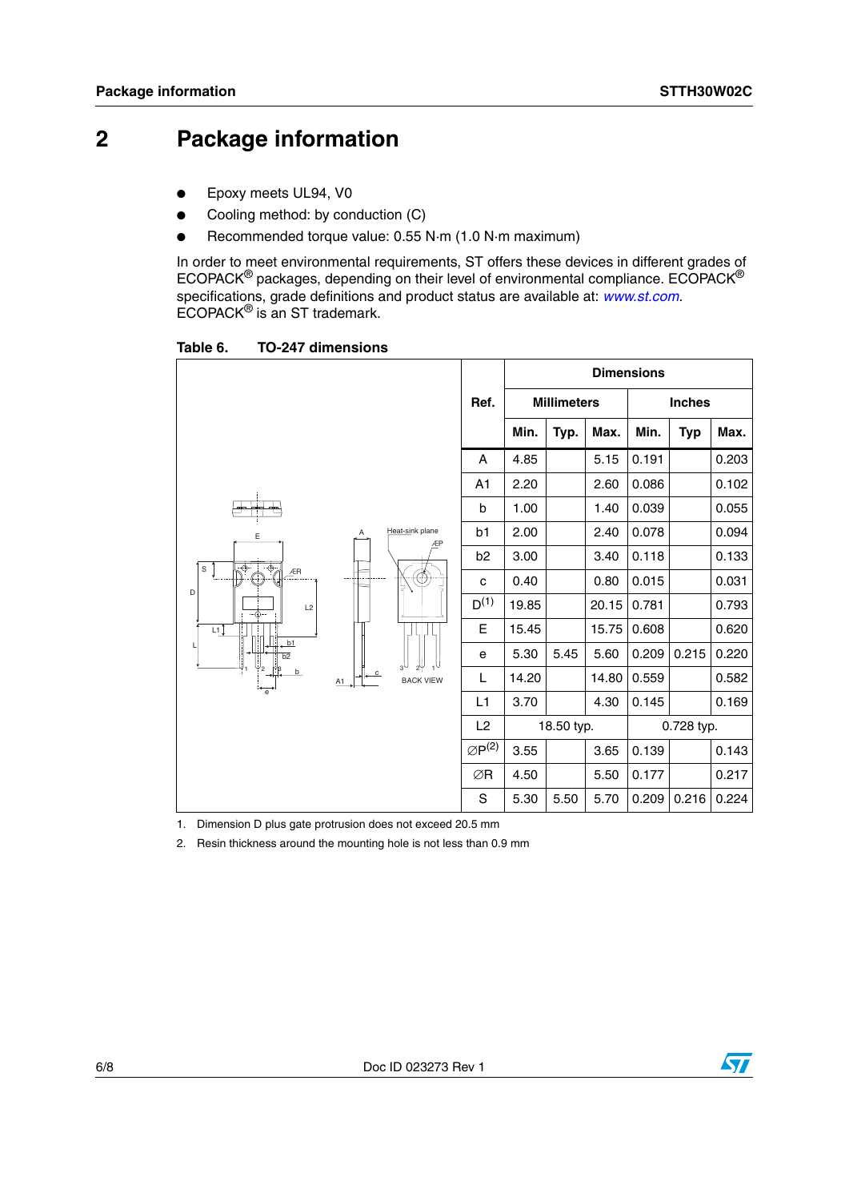# 2 Package information

- Epoxy meets UL94, V0
- Cooling method: by conduction (C)
- Recommended torque value: 0.55 N·m (1.0 N·m maximum)

In order to meet environmental requirements, ST offers these devices in different grades of ECOPACK® packages, depending on their level of environmental compliance. ECOPACK® specifications, grade definitions and product status are available at: *www.st.com*. ECOPACK® is an ST trademark.

**Table 6. TO-247 dimensions**

| Ref. | Dimensions | | | | | |
|---|---|---|---|---|---|---|
| | Millimeters | | | Inches | | |
| | Min. | Typ. | Max. | Min. | Typ | Max. |
| A | 4.85 | | 5.15 | 0.191 | | 0.203 |
| A1 | 2.20 | | 2.60 | 0.086 | | 0.102 |
| b | 1.00 | | 1.40 | 0.039 | | 0.055 |
| b1 | 2.00 | | 2.40 | 0.078 | | 0.094 |
| b2 | 3.00 | | 3.40 | 0.118 | | 0.133 |
| c | 0.40 | | 0.80 | 0.015 | | 0.031 |
| D[1] | 19.85 | | 20.15 | 0.781 | | 0.793 |
| E | 15.45 | | 15.75 | 0.608 | | 0.620 |
| e | 5.30 | 5.45 | 5.60 | 0.209 | 0.215 | 0.220 |
| L | 14.20 | | 14.80 | 0.559 | | 0.582 |
| L1 | 3.70 | | 4.30 | 0.145 | | 0.169 |
| L2 | | 18.50 typ. | | | 0.728 typ. | |
| ∅P[2] | 3.55 | | 3.65 | 0.139 | | 0.143 |
| ∅R | 4.50 | | 5.50 | 0.177 | | 0.217 |
| S | 5.30 | 5.50 | 5.70 | 0.209 | 0.216 | 0.224 |

1. Dimension D plus gate protrusion does not exceed 20.5 mm
2. Resin thickness around the mounting hole is not less than 0.9 mm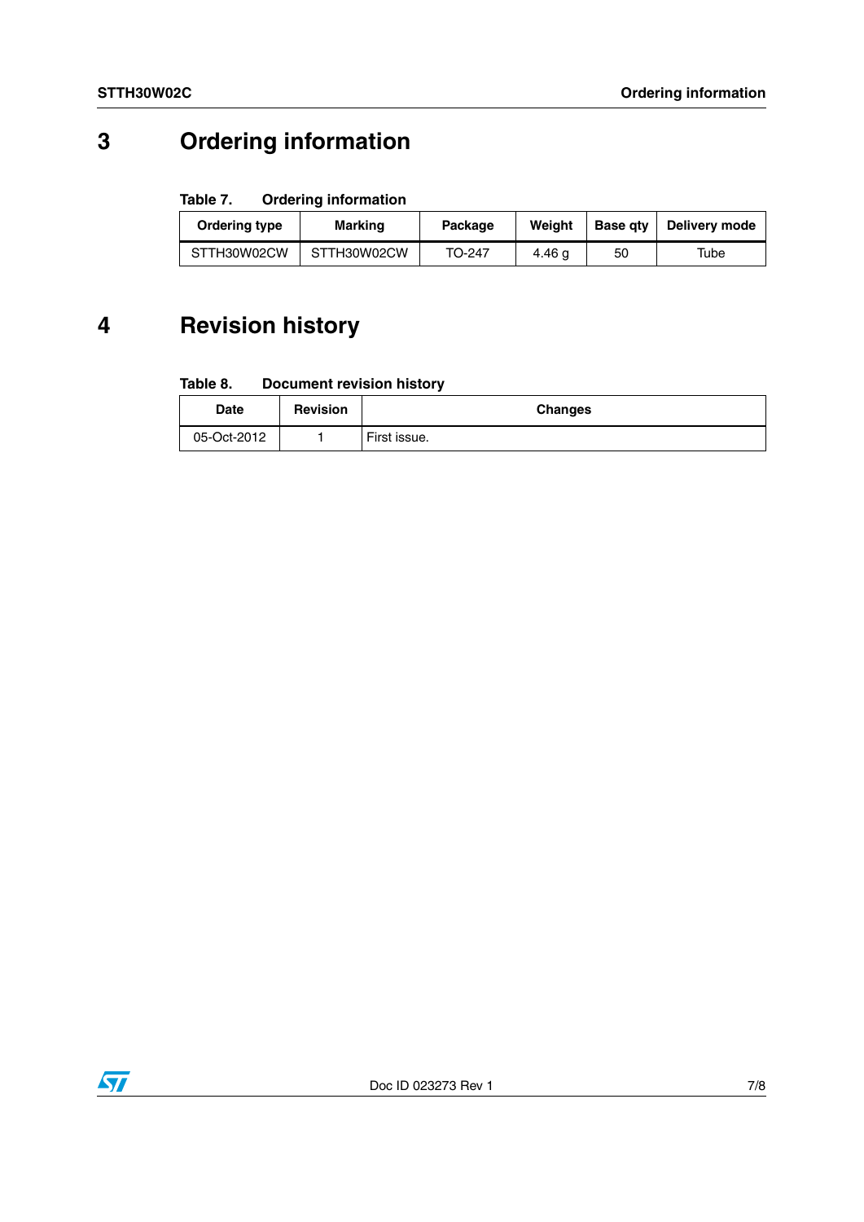# 3 Ordering information

**Table 7. Ordering information**

| Ordering type | Marking | Package | Weight | Base qty | Delivery mode |
|---|---|---|---|---|---|
| STTH30W02CW | STTH30W02CW | TO-247 | 4.46 g | 50 | Tube |

# 4 Revision history

**Table 8. Document revision history**

| Date | Revision | Changes |
|---|---|---|
| 05-Oct-2012 | 1 | First issue. |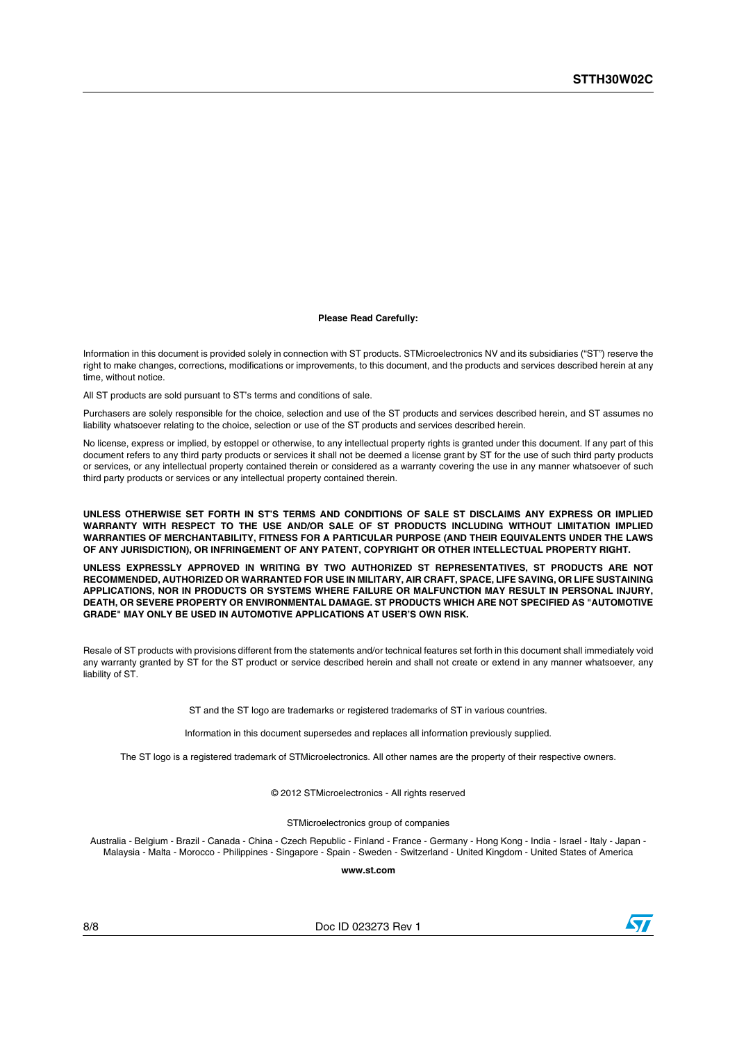**Please Read Carefully:**

Information in this document is provided solely in connection with ST products. STMicroelectronics NV and its subsidiaries (“ST”) reserve the right to make changes, corrections, modifications or improvements, to this document, and the products and services described herein at any time, without notice.

All ST products are sold pursuant to ST’s terms and conditions of sale.

Purchasers are solely responsible for the choice, selection and use of the ST products and services described herein, and ST assumes no liability whatsoever relating to the choice, selection or use of the ST products and services described herein.

No license, express or implied, by estoppel or otherwise, to any intellectual property rights is granted under this document. If any part of this document refers to any third party products or services it shall not be deemed a license grant by ST for the use of such third party products or services, or any intellectual property contained therein or considered as a warranty covering the use in any manner whatsoever of such third party products or services or any intellectual property contained therein.

**UNLESS OTHERWISE SET FORTH IN ST’S TERMS AND CONDITIONS OF SALE ST DISCLAIMS ANY EXPRESS OR IMPLIED WARRANTY WITH RESPECT TO THE USE AND/OR SALE OF ST PRODUCTS INCLUDING WITHOUT LIMITATION IMPLIED WARRANTIES OF MERCHANTABILITY, FITNESS FOR A PARTICULAR PURPOSE (AND THEIR EQUIVALENTS UNDER THE LAWS OF ANY JURISDICTION), OR INFRINGEMENT OF ANY PATENT, COPYRIGHT OR OTHER INTELLECTUAL PROPERTY RIGHT.**

**UNLESS EXPRESSLY APPROVED IN WRITING BY TWO AUTHORIZED ST REPRESENTATIVES, ST PRODUCTS ARE NOT RECOMMENDED, AUTHORIZED OR WARRANTED FOR USE IN MILITARY, AIR CRAFT, SPACE, LIFE SAVING, OR LIFE SUSTAINING APPLICATIONS, NOR IN PRODUCTS OR SYSTEMS WHERE FAILURE OR MALFUNCTION MAY RESULT IN PERSONAL INJURY, DEATH, OR SEVERE PROPERTY OR ENVIRONMENTAL DAMAGE. ST PRODUCTS WHICH ARE NOT SPECIFIED AS "AUTOMOTIVE GRADE" MAY ONLY BE USED IN AUTOMOTIVE APPLICATIONS AT USER’S OWN RISK.**

Resale of ST products with provisions different from the statements and/or technical features set forth in this document shall immediately void any warranty granted by ST for the ST product or service described herein and shall not create or extend in any manner whatsoever, any liability of ST.

ST and the ST logo are trademarks or registered trademarks of ST in various countries.

Information in this document supersedes and replaces all information previously supplied.

The ST logo is a registered trademark of STMicroelectronics. All other names are the property of their respective owners.

© 2012 STMicroelectronics - All rights reserved

STMicroelectronics group of companies

Australia - Belgium - Brazil - Canada - China - Czech Republic - Finland - France - Germany - Hong Kong - India - Israel - Italy - Japan - Malaysia - Malta - Morocco - Philippines - Singapore - Spain - Sweden - Switzerland - United Kingdom - United States of America

**www.st.com**